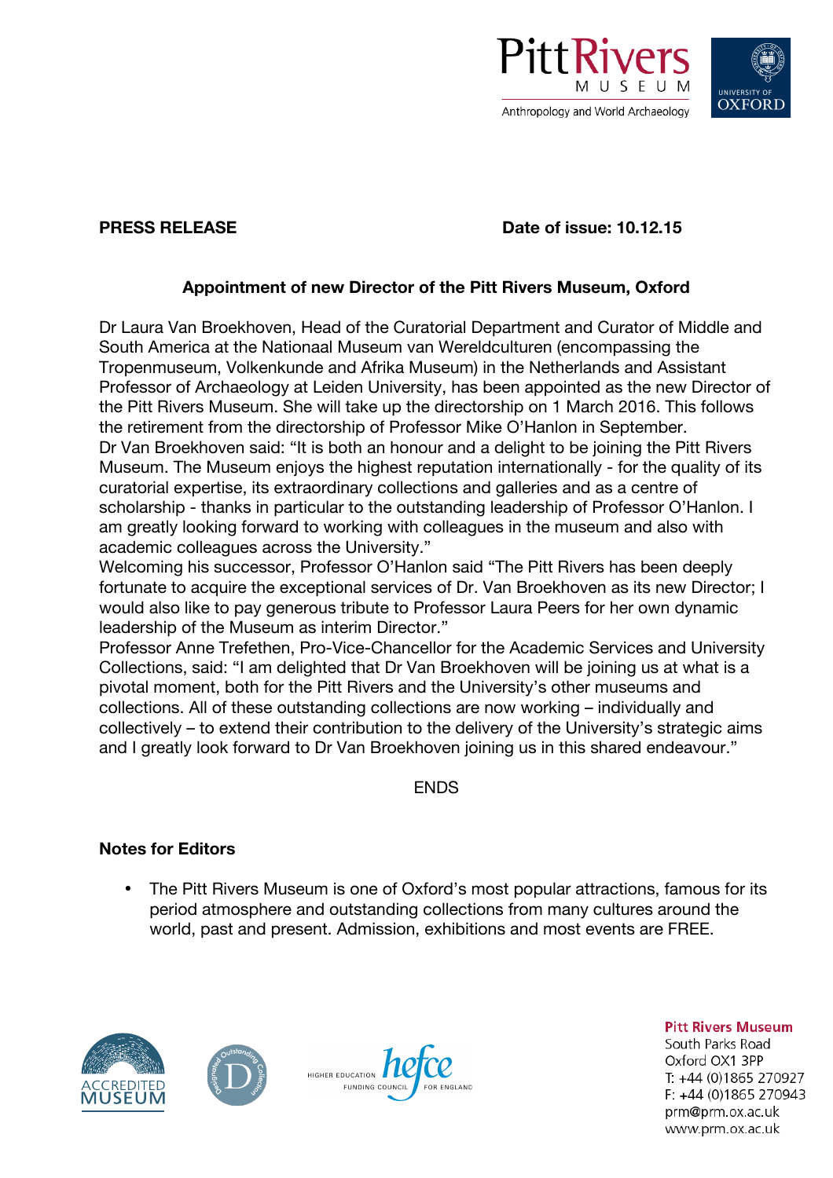**PRESS RELEASE** **Date of issue: 10.12.15**

## Appointment of new Director of the Pitt Rivers Museum, Oxford

Dr Laura Van Broekhoven, Head of the Curatorial Department and Curator of Middle and South America at the Nationaal Museum van Wereldculturen (encompassing the Tropenmuseum, Volkenkunde and Afrika Museum) in the Netherlands and Assistant Professor of Archaeology at Leiden University, has been appointed as the new Director of the Pitt Rivers Museum. She will take up the directorship on 1 March 2016. This follows the retirement from the directorship of Professor Mike O'Hanlon in September.

Dr Van Broekhoven said: "It is both an honour and a delight to be joining the Pitt Rivers Museum. The Museum enjoys the highest reputation internationally - for the quality of its curatorial expertise, its extraordinary collections and galleries and as a centre of scholarship - thanks in particular to the outstanding leadership of Professor O'Hanlon. I am greatly looking forward to working with colleagues in the museum and also with academic colleagues across the University."

Welcoming his successor, Professor O'Hanlon said "The Pitt Rivers has been deeply fortunate to acquire the exceptional services of Dr. Van Broekhoven as its new Director; I would also like to pay generous tribute to Professor Laura Peers for her own dynamic leadership of the Museum as interim Director."

Professor Anne Trefethen, Pro-Vice-Chancellor for the Academic Services and University Collections, said: "I am delighted that Dr Van Broekhoven will be joining us at what is a pivotal moment, both for the Pitt Rivers and the University's other museums and collections. All of these outstanding collections are now working – individually and collectively – to extend their contribution to the delivery of the University's strategic aims and I greatly look forward to Dr Van Broekhoven joining us in this shared endeavour."

ENDS

### Notes for Editors

- The Pitt Rivers Museum is one of Oxford's most popular attractions, famous for its period atmosphere and outstanding collections from many cultures around the world, past and present. Admission, exhibitions and most events are FREE.

**Pitt Rivers Museum**
South Parks Road
Oxford OX1 3PP
T: +44 (0)1865 270927
F: +44 (0)1865 270943
prm@prm.ox.ac.uk
www.prm.ox.ac.uk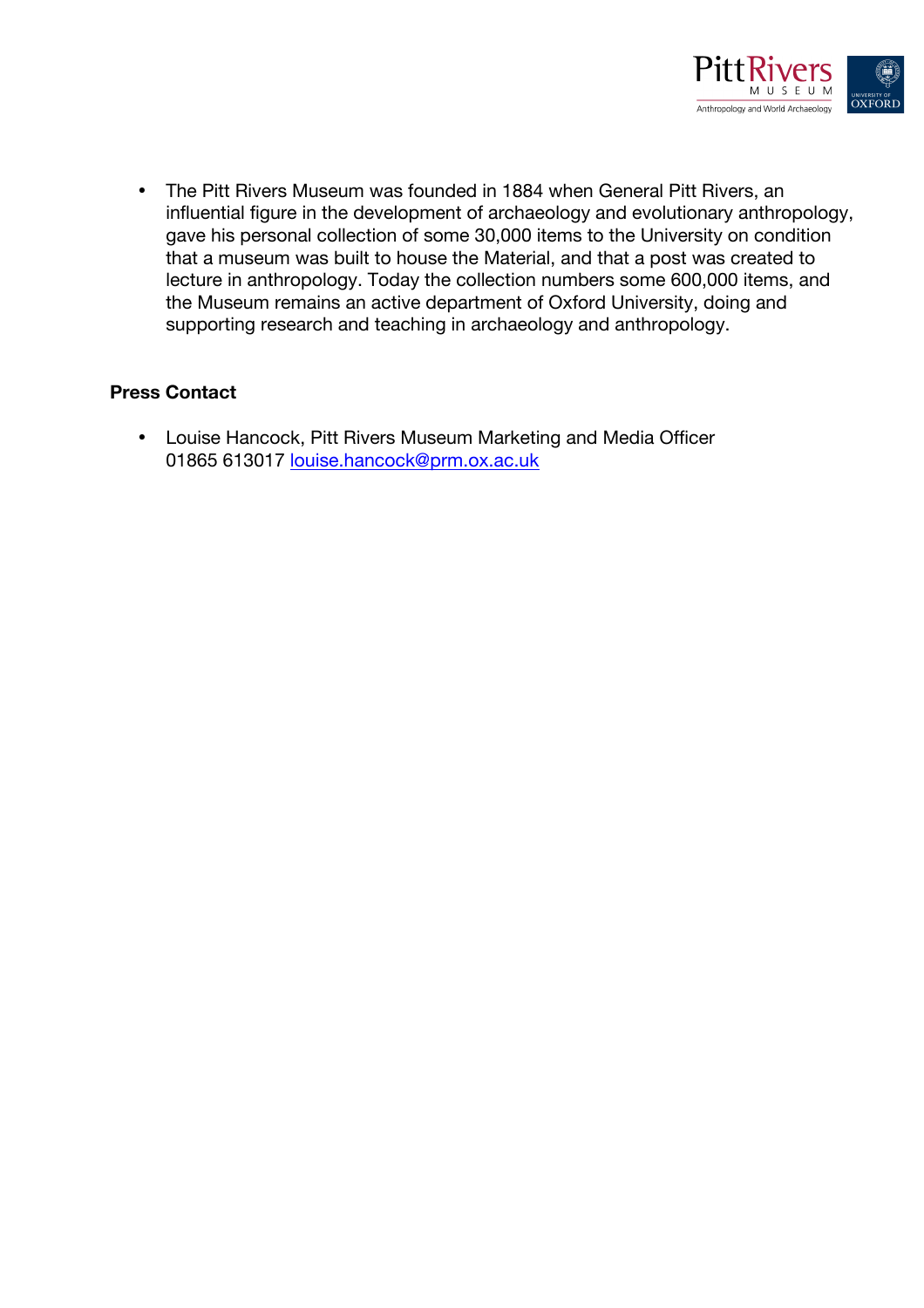- The Pitt Rivers Museum was founded in 1884 when General Pitt Rivers, an influential figure in the development of archaeology and evolutionary anthropology, gave his personal collection of some 30,000 items to the University on condition that a museum was built to house the Material, and that a post was created to lecture in anthropology. Today the collection numbers some 600,000 items, and the Museum remains an active department of Oxford University, doing and supporting research and teaching in archaeology and anthropology.

**Press Contact**

- Louise Hancock, Pitt Rivers Museum Marketing and Media Officer
  01865 613017 louise.hancock@prm.ox.ac.uk